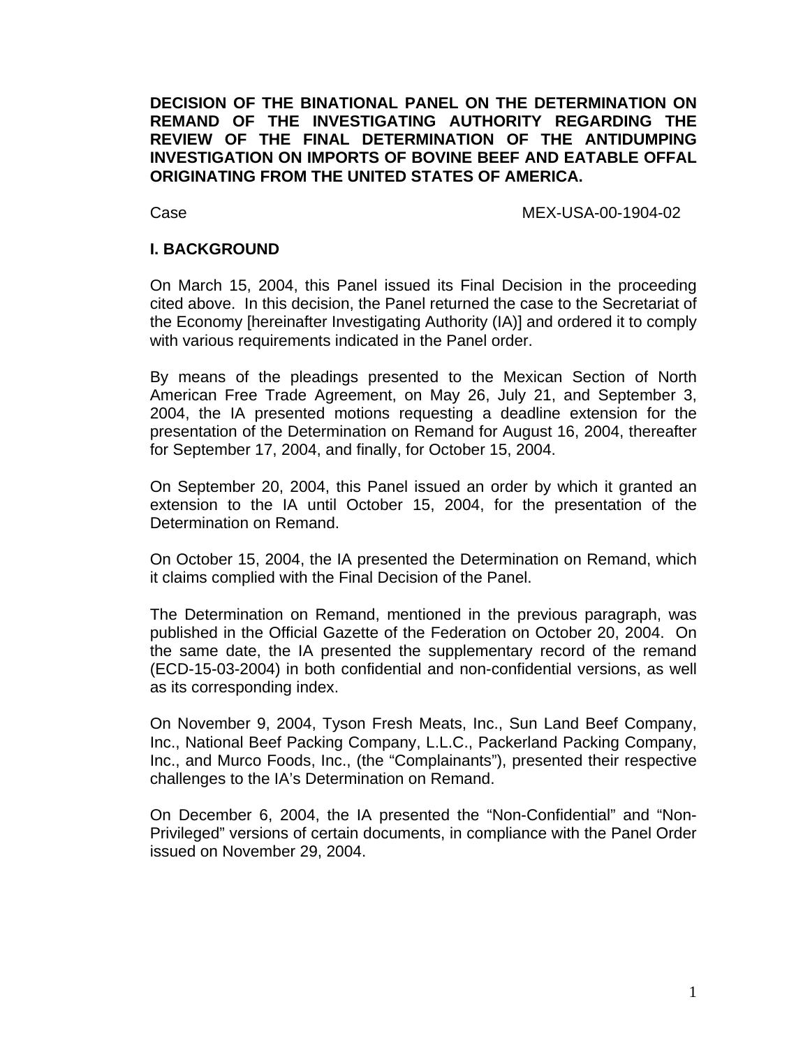**DECISION OF THE BINATIONAL PANEL ON THE DETERMINATION ON REMAND OF THE INVESTIGATING AUTHORITY REGARDING THE REVIEW OF THE FINAL DETERMINATION OF THE ANTIDUMPING INVESTIGATION ON IMPORTS OF BOVINE BEEF AND EATABLE OFFAL ORIGINATING FROM THE UNITED STATES OF AMERICA.**

Case MEX-USA-00-1904-02

## I. BACKGROUND

On March 15, 2004, this Panel issued its Final Decision in the proceeding cited above. In this decision, the Panel returned the case to the Secretariat of the Economy [hereinafter Investigating Authority (IA)] and ordered it to comply with various requirements indicated in the Panel order.

By means of the pleadings presented to the Mexican Section of North American Free Trade Agreement, on May 26, July 21, and September 3, 2004, the IA presented motions requesting a deadline extension for the presentation of the Determination on Remand for August 16, 2004, thereafter for September 17, 2004, and finally, for October 15, 2004.

On September 20, 2004, this Panel issued an order by which it granted an extension to the IA until October 15, 2004, for the presentation of the Determination on Remand.

On October 15, 2004, the IA presented the Determination on Remand, which it claims complied with the Final Decision of the Panel.

The Determination on Remand, mentioned in the previous paragraph, was published in the Official Gazette of the Federation on October 20, 2004. On the same date, the IA presented the supplementary record of the remand (ECD-15-03-2004) in both confidential and non-confidential versions, as well as its corresponding index.

On November 9, 2004, Tyson Fresh Meats, Inc., Sun Land Beef Company, Inc., National Beef Packing Company, L.L.C., Packerland Packing Company, Inc., and Murco Foods, Inc., (the "Complainants"), presented their respective challenges to the IA's Determination on Remand.

On December 6, 2004, the IA presented the "Non-Confidential" and "Non-Privileged" versions of certain documents, in compliance with the Panel Order issued on November 29, 2004.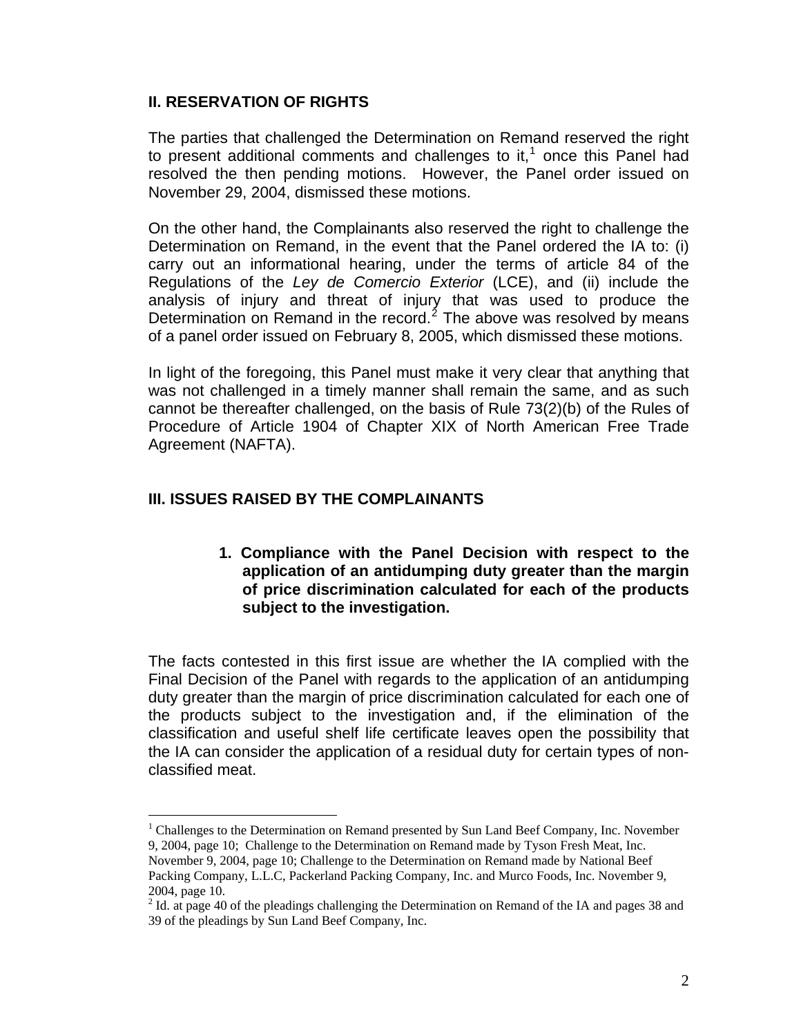## II. RESERVATION OF RIGHTS

The parties that challenged the Determination on Remand reserved the right to present additional comments and challenges to it,[1] once this Panel had resolved the then pending motions. However, the Panel order issued on November 29, 2004, dismissed these motions.

On the other hand, the Complainants also reserved the right to challenge the Determination on Remand, in the event that the Panel ordered the IA to: (i) carry out an informational hearing, under the terms of article 84 of the Regulations of the *Ley de Comercio Exterior* (LCE), and (ii) include the analysis of injury and threat of injury that was used to produce the Determination on Remand in the record.[2] The above was resolved by means of a panel order issued on February 8, 2005, which dismissed these motions.

In light of the foregoing, this Panel must make it very clear that anything that was not challenged in a timely manner shall remain the same, and as such cannot be thereafter challenged, on the basis of Rule 73(2)(b) of the Rules of Procedure of Article 1904 of Chapter XIX of North American Free Trade Agreement (NAFTA).

## III. ISSUES RAISED BY THE COMPLAINANTS

**1. Compliance with the Panel Decision with respect to the application of an antidumping duty greater than the margin of price discrimination calculated for each of the products subject to the investigation.**

The facts contested in this first issue are whether the IA complied with the Final Decision of the Panel with regards to the application of an antidumping duty greater than the margin of price discrimination calculated for each one of the products subject to the investigation and, if the elimination of the classification and useful shelf life certificate leaves open the possibility that the IA can consider the application of a residual duty for certain types of non-classified meat.

---

[1] Challenges to the Determination on Remand presented by Sun Land Beef Company, Inc. November 9, 2004, page 10; Challenge to the Determination on Remand made by Tyson Fresh Meat, Inc. November 9, 2004, page 10; Challenge to the Determination on Remand made by National Beef Packing Company, L.L.C, Packerland Packing Company, Inc. and Murco Foods, Inc. November 9, 2004, page 10.

[2] Id. at page 40 of the pleadings challenging the Determination on Remand of the IA and pages 38 and 39 of the pleadings by Sun Land Beef Company, Inc.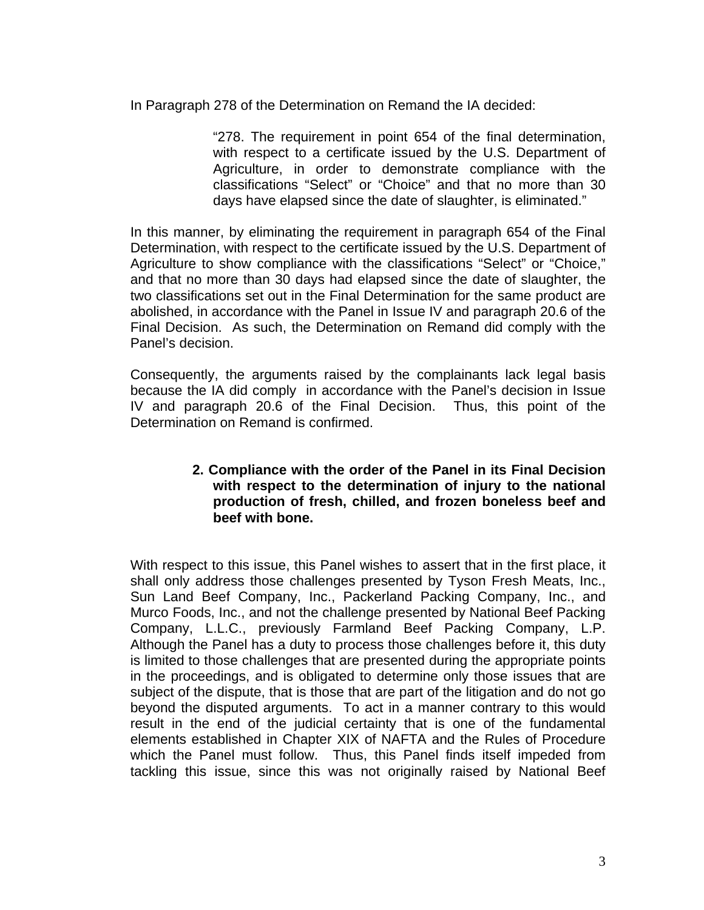In Paragraph 278 of the Determination on Remand the IA decided:

> "278. The requirement in point 654 of the final determination, with respect to a certificate issued by the U.S. Department of Agriculture, in order to demonstrate compliance with the classifications "Select" or "Choice" and that no more than 30 days have elapsed since the date of slaughter, is eliminated."

In this manner, by eliminating the requirement in paragraph 654 of the Final Determination, with respect to the certificate issued by the U.S. Department of Agriculture to show compliance with the classifications "Select" or "Choice," and that no more than 30 days had elapsed since the date of slaughter, the two classifications set out in the Final Determination for the same product are abolished, in accordance with the Panel in Issue IV and paragraph 20.6 of the Final Decision. As such, the Determination on Remand did comply with the Panel's decision.

Consequently, the arguments raised by the complainants lack legal basis because the IA did comply in accordance with the Panel's decision in Issue IV and paragraph 20.6 of the Final Decision. Thus, this point of the Determination on Remand is confirmed.

**2. Compliance with the order of the Panel in its Final Decision with respect to the determination of injury to the national production of fresh, chilled, and frozen boneless beef and beef with bone.**

With respect to this issue, this Panel wishes to assert that in the first place, it shall only address those challenges presented by Tyson Fresh Meats, Inc., Sun Land Beef Company, Inc., Packerland Packing Company, Inc., and Murco Foods, Inc., and not the challenge presented by National Beef Packing Company, L.L.C., previously Farmland Beef Packing Company, L.P. Although the Panel has a duty to process those challenges before it, this duty is limited to those challenges that are presented during the appropriate points in the proceedings, and is obligated to determine only those issues that are subject of the dispute, that is those that are part of the litigation and do not go beyond the disputed arguments. To act in a manner contrary to this would result in the end of the judicial certainty that is one of the fundamental elements established in Chapter XIX of NAFTA and the Rules of Procedure which the Panel must follow. Thus, this Panel finds itself impeded from tackling this issue, since this was not originally raised by National Beef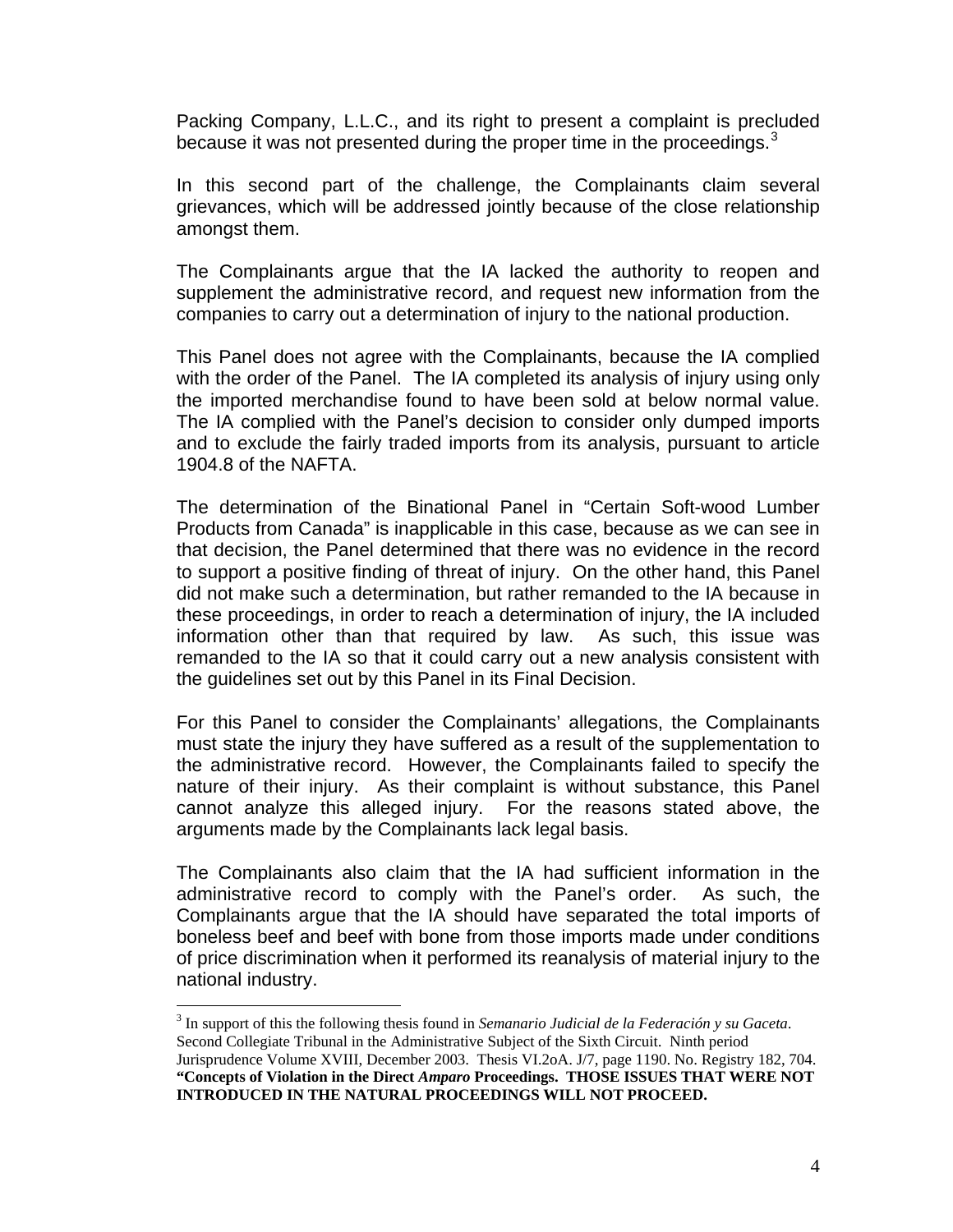Packing Company, L.L.C., and its right to present a complaint is precluded because it was not presented during the proper time in the proceedings.[3]

In this second part of the challenge, the Complainants claim several grievances, which will be addressed jointly because of the close relationship amongst them.

The Complainants argue that the IA lacked the authority to reopen and supplement the administrative record, and request new information from the companies to carry out a determination of injury to the national production.

This Panel does not agree with the Complainants, because the IA complied with the order of the Panel. The IA completed its analysis of injury using only the imported merchandise found to have been sold at below normal value. The IA complied with the Panel's decision to consider only dumped imports and to exclude the fairly traded imports from its analysis, pursuant to article 1904.8 of the NAFTA.

The determination of the Binational Panel in "Certain Soft-wood Lumber Products from Canada" is inapplicable in this case, because as we can see in that decision, the Panel determined that there was no evidence in the record to support a positive finding of threat of injury. On the other hand, this Panel did not make such a determination, but rather remanded to the IA because in these proceedings, in order to reach a determination of injury, the IA included information other than that required by law. As such, this issue was remanded to the IA so that it could carry out a new analysis consistent with the guidelines set out by this Panel in its Final Decision.

For this Panel to consider the Complainants' allegations, the Complainants must state the injury they have suffered as a result of the supplementation to the administrative record. However, the Complainants failed to specify the nature of their injury. As their complaint is without substance, this Panel cannot analyze this alleged injury. For the reasons stated above, the arguments made by the Complainants lack legal basis.

The Complainants also claim that the IA had sufficient information in the administrative record to comply with the Panel's order. As such, the Complainants argue that the IA should have separated the total imports of boneless beef and beef with bone from those imports made under conditions of price discrimination when it performed its reanalysis of material injury to the national industry.

---

[3] In support of this the following thesis found in *Semanario Judicial de la Federación y su Gaceta*. Second Collegiate Tribunal in the Administrative Subject of the Sixth Circuit. Ninth period Jurisprudence Volume XVIII, December 2003. Thesis VI.2oA. J/7, page 1190. No. Registry 182, 704. **"Concepts of Violation in the Direct *Amparo* Proceedings. THOSE ISSUES THAT WERE NOT INTRODUCED IN THE NATURAL PROCEEDINGS WILL NOT PROCEED.**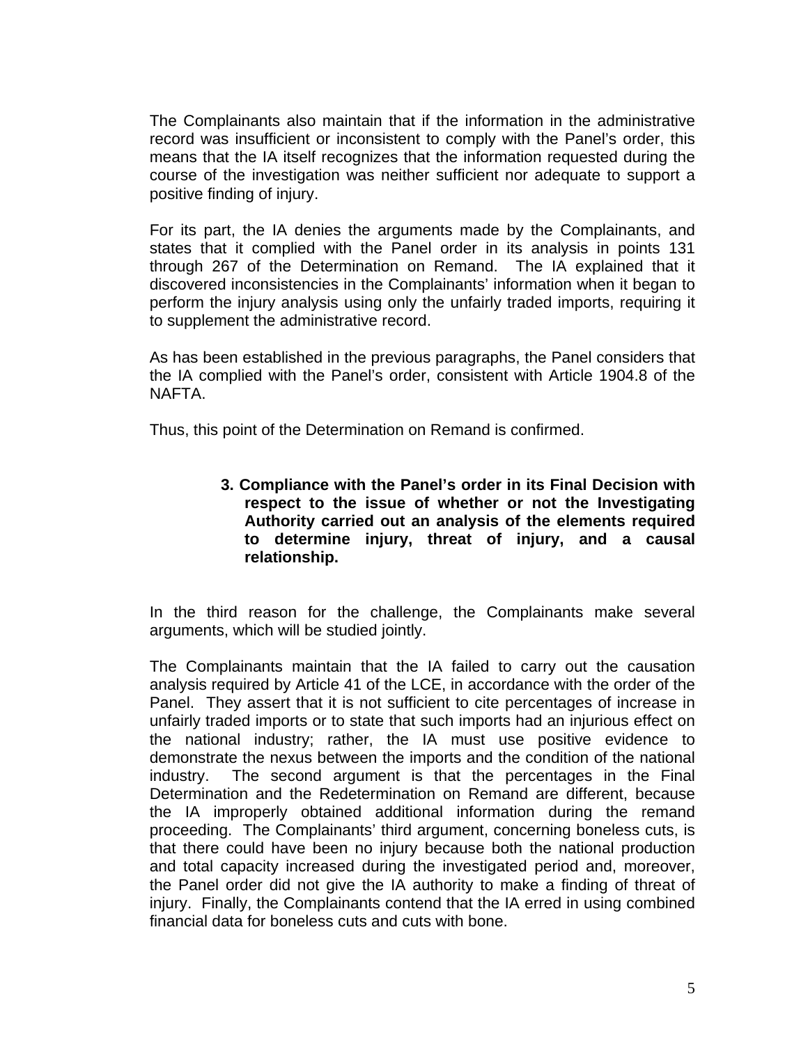The Complainants also maintain that if the information in the administrative record was insufficient or inconsistent to comply with the Panel's order, this means that the IA itself recognizes that the information requested during the course of the investigation was neither sufficient nor adequate to support a positive finding of injury.

For its part, the IA denies the arguments made by the Complainants, and states that it complied with the Panel order in its analysis in points 131 through 267 of the Determination on Remand. The IA explained that it discovered inconsistencies in the Complainants' information when it began to perform the injury analysis using only the unfairly traded imports, requiring it to supplement the administrative record.

As has been established in the previous paragraphs, the Panel considers that the IA complied with the Panel's order, consistent with Article 1904.8 of the NAFTA.

Thus, this point of the Determination on Remand is confirmed.

### 3. Compliance with the Panel's order in its Final Decision with respect to the issue of whether or not the Investigating Authority carried out an analysis of the elements required to determine injury, threat of injury, and a causal relationship.

In the third reason for the challenge, the Complainants make several arguments, which will be studied jointly.

The Complainants maintain that the IA failed to carry out the causation analysis required by Article 41 of the LCE, in accordance with the order of the Panel. They assert that it is not sufficient to cite percentages of increase in unfairly traded imports or to state that such imports had an injurious effect on the national industry; rather, the IA must use positive evidence to demonstrate the nexus between the imports and the condition of the national industry. The second argument is that the percentages in the Final Determination and the Redetermination on Remand are different, because the IA improperly obtained additional information during the remand proceeding. The Complainants' third argument, concerning boneless cuts, is that there could have been no injury because both the national production and total capacity increased during the investigated period and, moreover, the Panel order did not give the IA authority to make a finding of threat of injury. Finally, the Complainants contend that the IA erred in using combined financial data for boneless cuts and cuts with bone.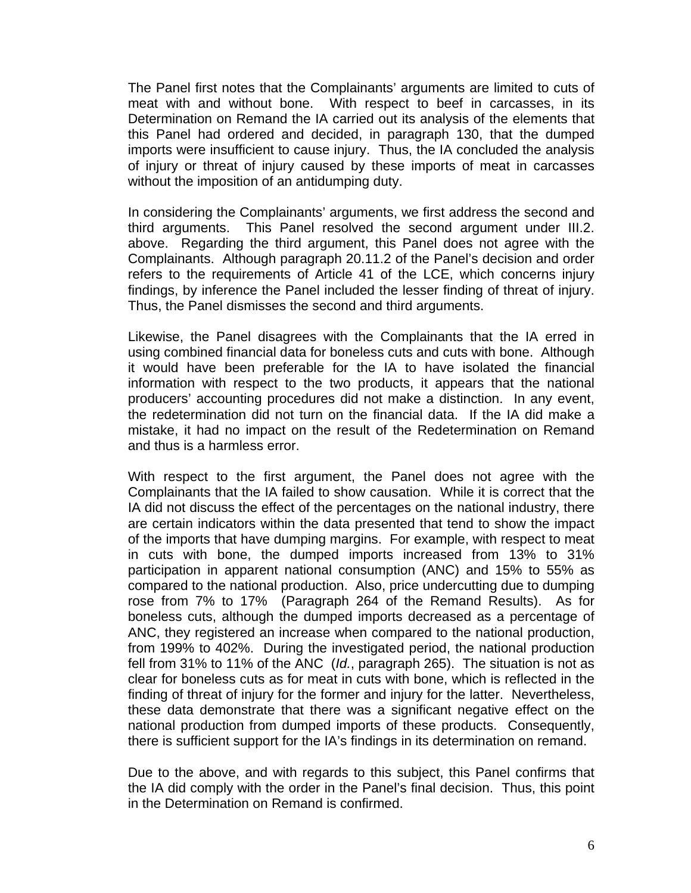The Panel first notes that the Complainants' arguments are limited to cuts of meat with and without bone. With respect to beef in carcasses, in its Determination on Remand the IA carried out its analysis of the elements that this Panel had ordered and decided, in paragraph 130, that the dumped imports were insufficient to cause injury. Thus, the IA concluded the analysis of injury or threat of injury caused by these imports of meat in carcasses without the imposition of an antidumping duty.

In considering the Complainants' arguments, we first address the second and third arguments. This Panel resolved the second argument under III.2. above. Regarding the third argument, this Panel does not agree with the Complainants. Although paragraph 20.11.2 of the Panel's decision and order refers to the requirements of Article 41 of the LCE, which concerns injury findings, by inference the Panel included the lesser finding of threat of injury. Thus, the Panel dismisses the second and third arguments.

Likewise, the Panel disagrees with the Complainants that the IA erred in using combined financial data for boneless cuts and cuts with bone. Although it would have been preferable for the IA to have isolated the financial information with respect to the two products, it appears that the national producers' accounting procedures did not make a distinction. In any event, the redetermination did not turn on the financial data. If the IA did make a mistake, it had no impact on the result of the Redetermination on Remand and thus is a harmless error.

With respect to the first argument, the Panel does not agree with the Complainants that the IA failed to show causation. While it is correct that the IA did not discuss the effect of the percentages on the national industry, there are certain indicators within the data presented that tend to show the impact of the imports that have dumping margins. For example, with respect to meat in cuts with bone, the dumped imports increased from 13% to 31% participation in apparent national consumption (ANC) and 15% to 55% as compared to the national production. Also, price undercutting due to dumping rose from 7% to 17% (Paragraph 264 of the Remand Results). As for boneless cuts, although the dumped imports decreased as a percentage of ANC, they registered an increase when compared to the national production, from 199% to 402%. During the investigated period, the national production fell from 31% to 11% of the ANC (*Id.*, paragraph 265). The situation is not as clear for boneless cuts as for meat in cuts with bone, which is reflected in the finding of threat of injury for the former and injury for the latter. Nevertheless, these data demonstrate that there was a significant negative effect on the national production from dumped imports of these products. Consequently, there is sufficient support for the IA's findings in its determination on remand.

Due to the above, and with regards to this subject, this Panel confirms that the IA did comply with the order in the Panel's final decision. Thus, this point in the Determination on Remand is confirmed.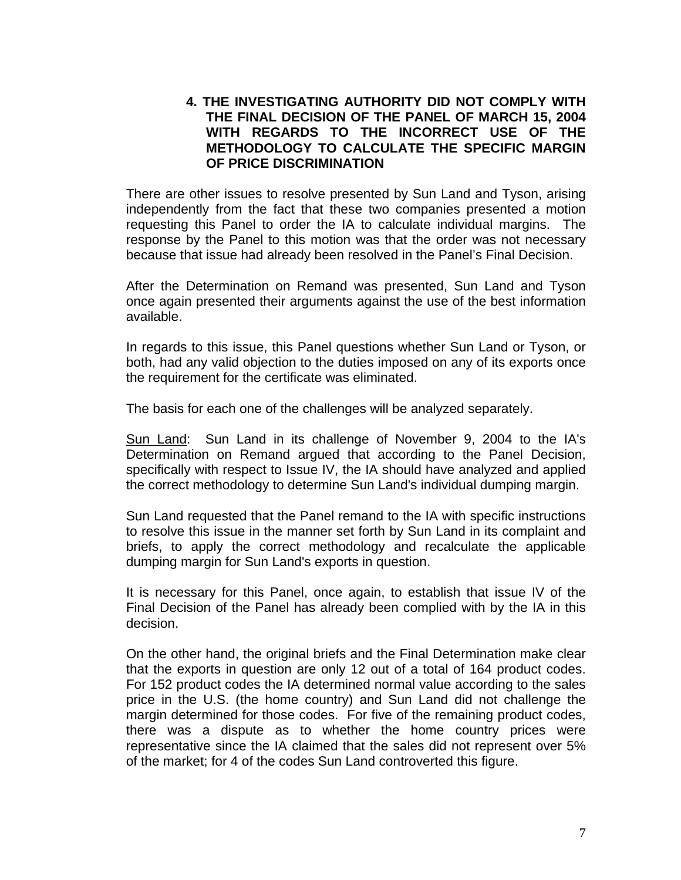## 4. THE INVESTIGATING AUTHORITY DID NOT COMPLY WITH THE FINAL DECISION OF THE PANEL OF MARCH 15, 2004 WITH REGARDS TO THE INCORRECT USE OF THE METHODOLOGY TO CALCULATE THE SPECIFIC MARGIN OF PRICE DISCRIMINATION

There are other issues to resolve presented by Sun Land and Tyson, arising independently from the fact that these two companies presented a motion requesting this Panel to order the IA to calculate individual margins. The response by the Panel to this motion was that the order was not necessary because that issue had already been resolved in the Panel's Final Decision.

After the Determination on Remand was presented, Sun Land and Tyson once again presented their arguments against the use of the best information available.

In regards to this issue, this Panel questions whether Sun Land or Tyson, or both, had any valid objection to the duties imposed on any of its exports once the requirement for the certificate was eliminated.

The basis for each one of the challenges will be analyzed separately.

Sun Land: Sun Land in its challenge of November 9, 2004 to the IA's Determination on Remand argued that according to the Panel Decision, specifically with respect to Issue IV, the IA should have analyzed and applied the correct methodology to determine Sun Land's individual dumping margin.

Sun Land requested that the Panel remand to the IA with specific instructions to resolve this issue in the manner set forth by Sun Land in its complaint and briefs, to apply the correct methodology and recalculate the applicable dumping margin for Sun Land's exports in question.

It is necessary for this Panel, once again, to establish that issue IV of the Final Decision of the Panel has already been complied with by the IA in this decision.

On the other hand, the original briefs and the Final Determination make clear that the exports in question are only 12 out of a total of 164 product codes. For 152 product codes the IA determined normal value according to the sales price in the U.S. (the home country) and Sun Land did not challenge the margin determined for those codes. For five of the remaining product codes, there was a dispute as to whether the home country prices were representative since the IA claimed that the sales did not represent over 5% of the market; for 4 of the codes Sun Land controverted this figure.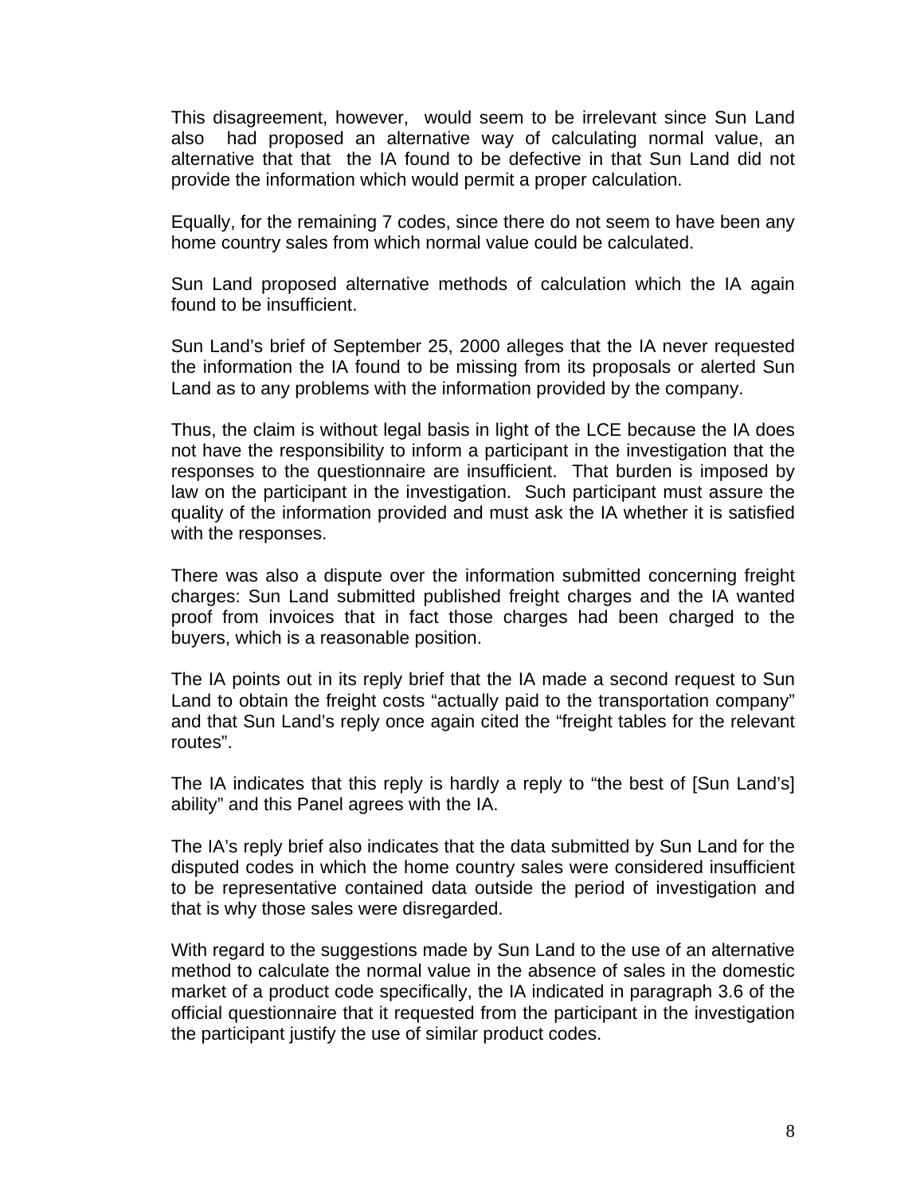This disagreement, however, would seem to be irrelevant since Sun Land also had proposed an alternative way of calculating normal value, an alternative that that the IA found to be defective in that Sun Land did not provide the information which would permit a proper calculation.

Equally, for the remaining 7 codes, since there do not seem to have been any home country sales from which normal value could be calculated.

Sun Land proposed alternative methods of calculation which the IA again found to be insufficient.

Sun Land's brief of September 25, 2000 alleges that the IA never requested the information the IA found to be missing from its proposals or alerted Sun Land as to any problems with the information provided by the company.

Thus, the claim is without legal basis in light of the LCE because the IA does not have the responsibility to inform a participant in the investigation that the responses to the questionnaire are insufficient. That burden is imposed by law on the participant in the investigation. Such participant must assure the quality of the information provided and must ask the IA whether it is satisfied with the responses.

There was also a dispute over the information submitted concerning freight charges: Sun Land submitted published freight charges and the IA wanted proof from invoices that in fact those charges had been charged to the buyers, which is a reasonable position.

The IA points out in its reply brief that the IA made a second request to Sun Land to obtain the freight costs "actually paid to the transportation company" and that Sun Land's reply once again cited the "freight tables for the relevant routes".

The IA indicates that this reply is hardly a reply to "the best of [Sun Land's] ability" and this Panel agrees with the IA.

The IA's reply brief also indicates that the data submitted by Sun Land for the disputed codes in which the home country sales were considered insufficient to be representative contained data outside the period of investigation and that is why those sales were disregarded.

With regard to the suggestions made by Sun Land to the use of an alternative method to calculate the normal value in the absence of sales in the domestic market of a product code specifically, the IA indicated in paragraph 3.6 of the official questionnaire that it requested from the participant in the investigation the participant justify the use of similar product codes.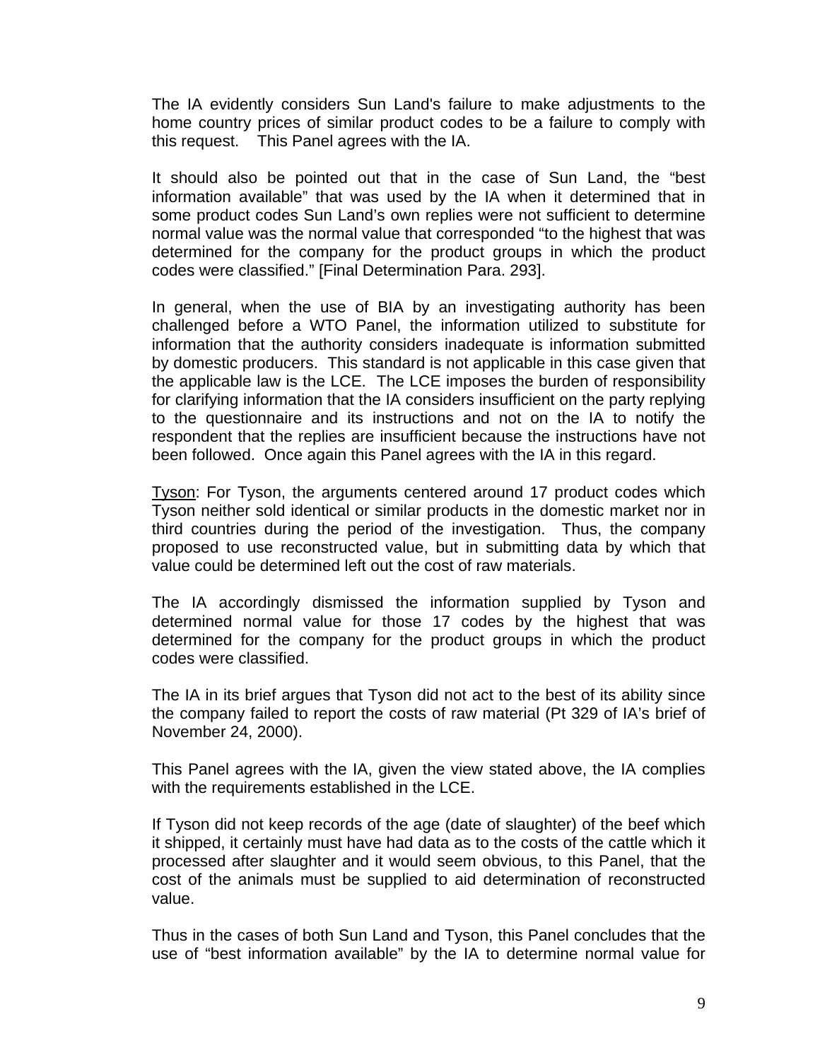The IA evidently considers Sun Land's failure to make adjustments to the home country prices of similar product codes to be a failure to comply with this request.  This Panel agrees with the IA.

It should also be pointed out that in the case of Sun Land, the "best information available" that was used by the IA when it determined that in some product codes Sun Land's own replies were not sufficient to determine normal value was the normal value that corresponded "to the highest that was determined for the company for the product groups in which the product codes were classified." [Final Determination Para. 293].

In general, when the use of BIA by an investigating authority has been challenged before a WTO Panel, the information utilized to substitute for information that the authority considers inadequate is information submitted by domestic producers.  This standard is not applicable in this case given that the applicable law is the LCE.  The LCE imposes the burden of responsibility for clarifying information that the IA considers insufficient on the party replying to the questionnaire and its instructions and not on the IA to notify the respondent that the replies are insufficient because the instructions have not been followed.  Once again this Panel agrees with the IA in this regard.

<u>Tyson</u>: For Tyson, the arguments centered around 17 product codes which Tyson neither sold identical or similar products in the domestic market nor in third countries during the period of the investigation.  Thus, the company proposed to use reconstructed value, but in submitting data by which that value could be determined left out the cost of raw materials.

The IA accordingly dismissed the information supplied by Tyson and determined normal value for those 17 codes by the highest that was determined for the company for the product groups in which the product codes were classified.

The IA in its brief argues that Tyson did not act to the best of its ability since the company failed to report the costs of raw material (Pt 329 of IA's brief of November 24, 2000).

This Panel agrees with the IA, given the view stated above, the IA complies with the requirements established in the LCE.

If Tyson did not keep records of the age (date of slaughter) of the beef which it shipped, it certainly must have had data as to the costs of the cattle which it processed after slaughter and it would seem obvious, to this Panel, that the cost of the animals must be supplied to aid determination of reconstructed value.

Thus in the cases of both Sun Land and Tyson, this Panel concludes that the use of "best information available" by the IA to determine normal value for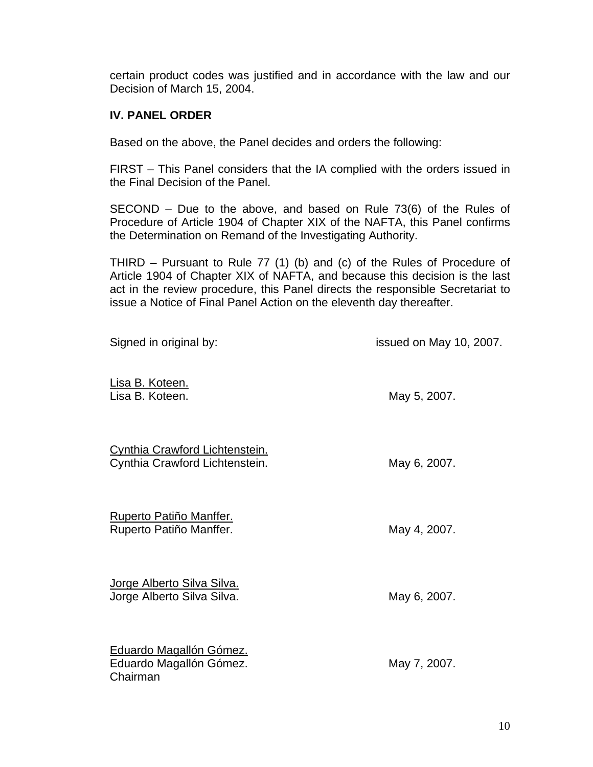certain product codes was justified and in accordance with the law and our Decision of March 15, 2004.

## IV. PANEL ORDER

Based on the above, the Panel decides and orders the following:

FIRST – This Panel considers that the IA complied with the orders issued in the Final Decision of the Panel.

SECOND – Due to the above, and based on Rule 73(6) of the Rules of Procedure of Article 1904 of Chapter XIX of the NAFTA, this Panel confirms the Determination on Remand of the Investigating Authority.

THIRD – Pursuant to Rule 77 (1) (b) and (c) of the Rules of Procedure of Article 1904 of Chapter XIX of NAFTA, and because this decision is the last act in the review procedure, this Panel directs the responsible Secretariat to issue a Notice of Final Panel Action on the eleventh day thereafter.

Signed in original by: issued on May 10, 2007.

Lisa B. Koteen.
Lisa B. Koteen. May 5, 2007.

Cynthia Crawford Lichtenstein.
Cynthia Crawford Lichtenstein. May 6, 2007.

Ruperto Patiño Manffer.
Ruperto Patiño Manffer. May 4, 2007.

Jorge Alberto Silva Silva.
Jorge Alberto Silva Silva. May 6, 2007.

Eduardo Magallón Gómez.
Eduardo Magallón Gómez. May 7, 2007.
Chairman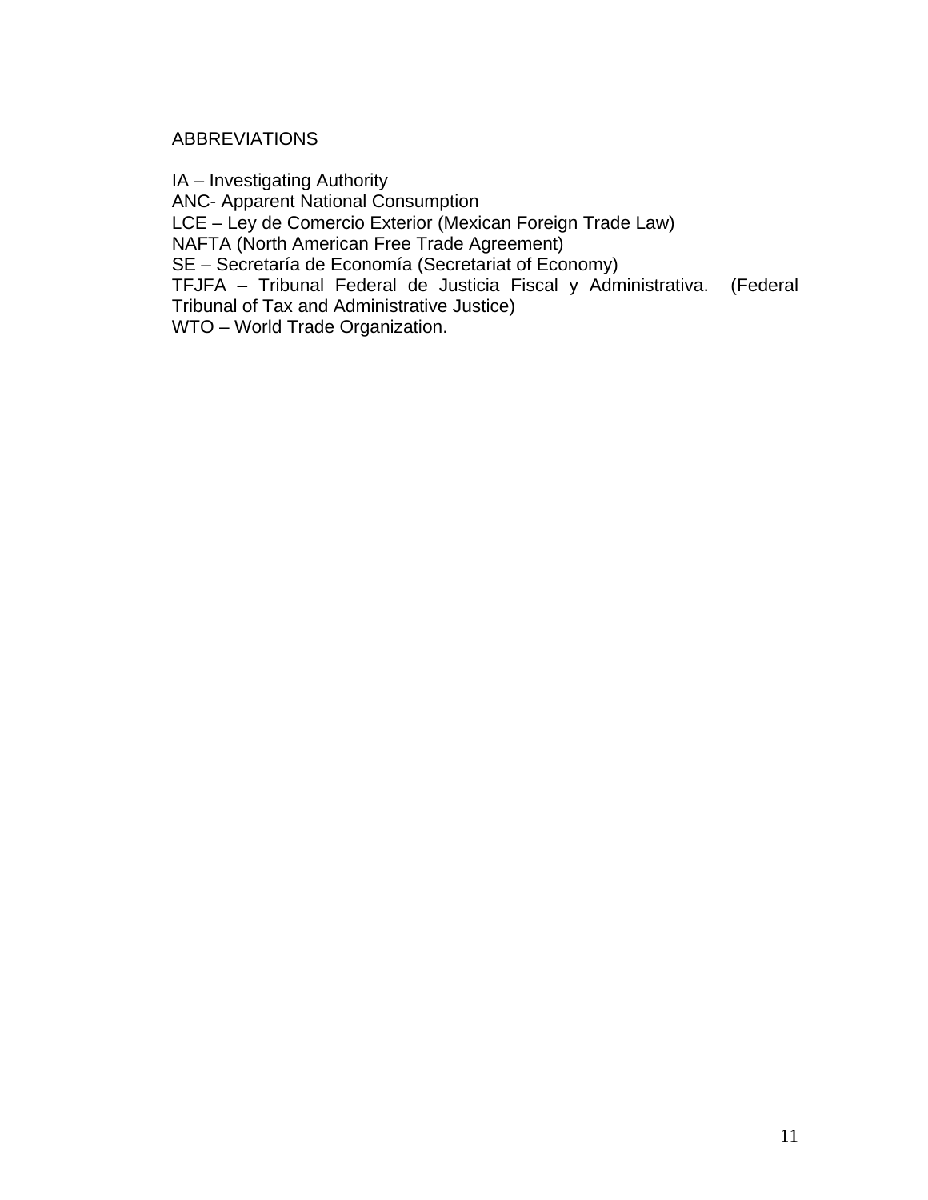## ABBREVIATIONS

IA – Investigating Authority  
ANC- Apparent National Consumption  
LCE – Ley de Comercio Exterior (Mexican Foreign Trade Law)  
NAFTA (North American Free Trade Agreement)  
SE – Secretaría de Economía (Secretariat of Economy)  
TFJFA – Tribunal Federal de Justicia Fiscal y Administrativa. (Federal Tribunal of Tax and Administrative Justice)  
WTO – World Trade Organization.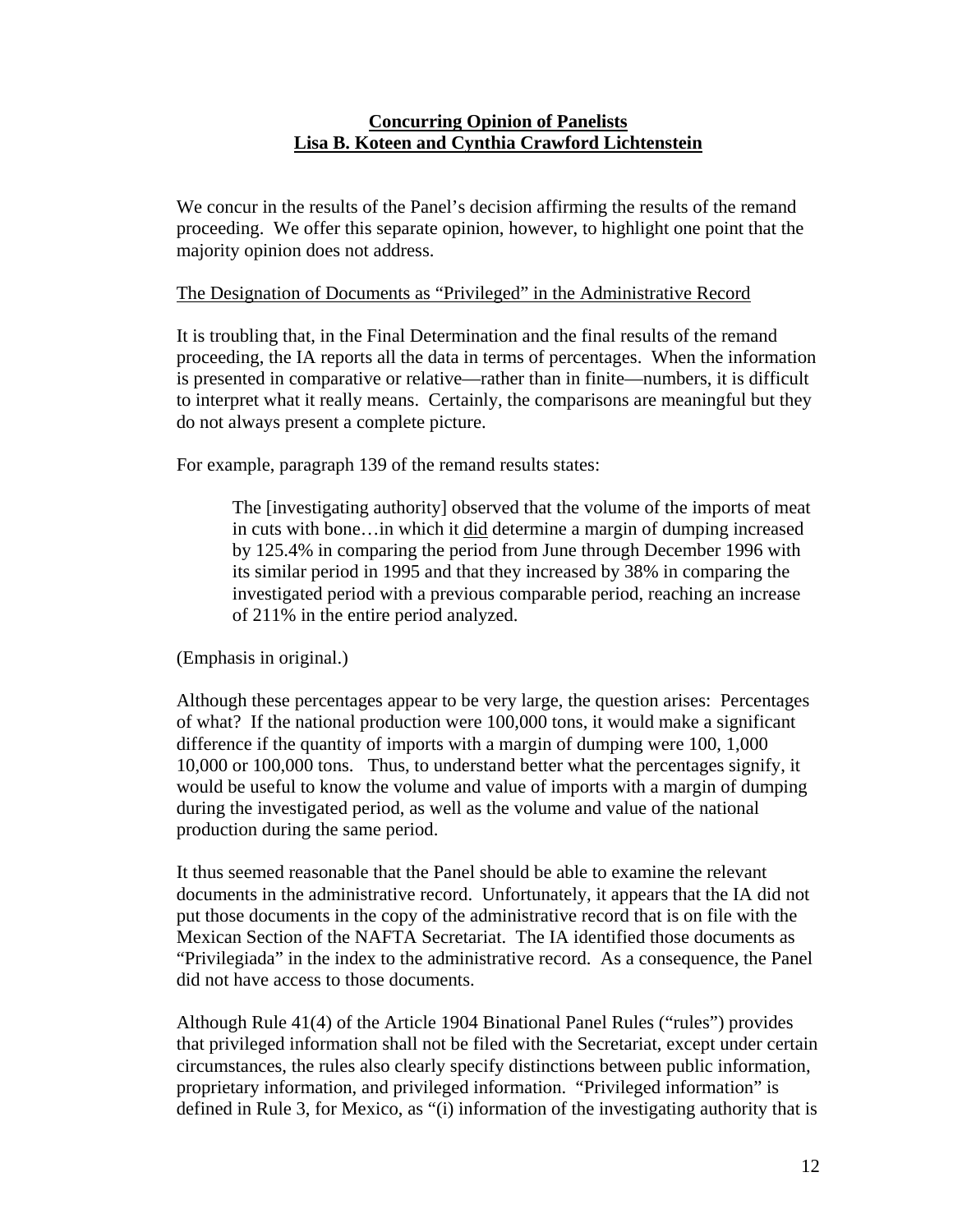**Concurring Opinion of Panelists**
**Lisa B. Koteen and Cynthia Crawford Lichtenstein**

We concur in the results of the Panel's decision affirming the results of the remand proceeding. We offer this separate opinion, however, to highlight one point that the majority opinion does not address.

The Designation of Documents as "Privileged" in the Administrative Record

It is troubling that, in the Final Determination and the final results of the remand proceeding, the IA reports all the data in terms of percentages. When the information is presented in comparative or relative—rather than in finite—numbers, it is difficult to interpret what it really means. Certainly, the comparisons are meaningful but they do not always present a complete picture.

For example, paragraph 139 of the remand results states:

> The [investigating authority] observed that the volume of the imports of meat in cuts with bone…in which it did determine a margin of dumping increased by 125.4% in comparing the period from June through December 1996 with its similar period in 1995 and that they increased by 38% in comparing the investigated period with a previous comparable period, reaching an increase of 211% in the entire period analyzed.

(Emphasis in original.)

Although these percentages appear to be very large, the question arises: Percentages of what? If the national production were 100,000 tons, it would make a significant difference if the quantity of imports with a margin of dumping were 100, 1,000 10,000 or 100,000 tons. Thus, to understand better what the percentages signify, it would be useful to know the volume and value of imports with a margin of dumping during the investigated period, as well as the volume and value of the national production during the same period.

It thus seemed reasonable that the Panel should be able to examine the relevant documents in the administrative record. Unfortunately, it appears that the IA did not put those documents in the copy of the administrative record that is on file with the Mexican Section of the NAFTA Secretariat. The IA identified those documents as "Privilegiada" in the index to the administrative record. As a consequence, the Panel did not have access to those documents.

Although Rule 41(4) of the Article 1904 Binational Panel Rules ("rules") provides that privileged information shall not be filed with the Secretariat, except under certain circumstances, the rules also clearly specify distinctions between public information, proprietary information, and privileged information. "Privileged information" is defined in Rule 3, for Mexico, as "(i) information of the investigating authority that is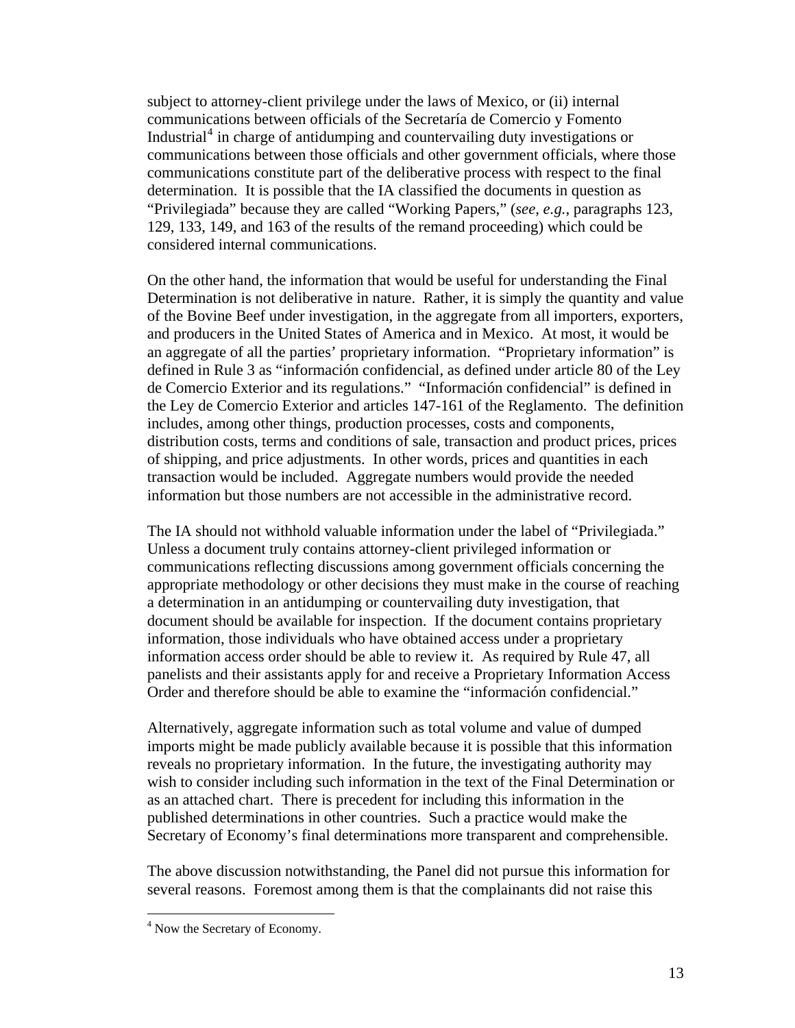subject to attorney-client privilege under the laws of Mexico, or (ii) internal communications between officials of the Secretaría de Comercio y Fomento Industrial[4] in charge of antidumping and countervailing duty investigations or communications between those officials and other government officials, where those communications constitute part of the deliberative process with respect to the final determination. It is possible that the IA classified the documents in question as "Privilegiada" because they are called "Working Papers," (*see, e.g.*, paragraphs 123, 129, 133, 149, and 163 of the results of the remand proceeding) which could be considered internal communications.

On the other hand, the information that would be useful for understanding the Final Determination is not deliberative in nature. Rather, it is simply the quantity and value of the Bovine Beef under investigation, in the aggregate from all importers, exporters, and producers in the United States of America and in Mexico. At most, it would be an aggregate of all the parties' proprietary information. "Proprietary information" is defined in Rule 3 as "información confidencial, as defined under article 80 of the Ley de Comercio Exterior and its regulations." "Información confidencial" is defined in the Ley de Comercio Exterior and articles 147-161 of the Reglamento. The definition includes, among other things, production processes, costs and components, distribution costs, terms and conditions of sale, transaction and product prices, prices of shipping, and price adjustments. In other words, prices and quantities in each transaction would be included. Aggregate numbers would provide the needed information but those numbers are not accessible in the administrative record.

The IA should not withhold valuable information under the label of "Privilegiada." Unless a document truly contains attorney-client privileged information or communications reflecting discussions among government officials concerning the appropriate methodology or other decisions they must make in the course of reaching a determination in an antidumping or countervailing duty investigation, that document should be available for inspection. If the document contains proprietary information, those individuals who have obtained access under a proprietary information access order should be able to review it. As required by Rule 47, all panelists and their assistants apply for and receive a Proprietary Information Access Order and therefore should be able to examine the "información confidencial."

Alternatively, aggregate information such as total volume and value of dumped imports might be made publicly available because it is possible that this information reveals no proprietary information. In the future, the investigating authority may wish to consider including such information in the text of the Final Determination or as an attached chart. There is precedent for including this information in the published determinations in other countries. Such a practice would make the Secretary of Economy's final determinations more transparent and comprehensible.

The above discussion notwithstanding, the Panel did not pursue this information for several reasons. Foremost among them is that the complainants did not raise this

[4] Now the Secretary of Economy.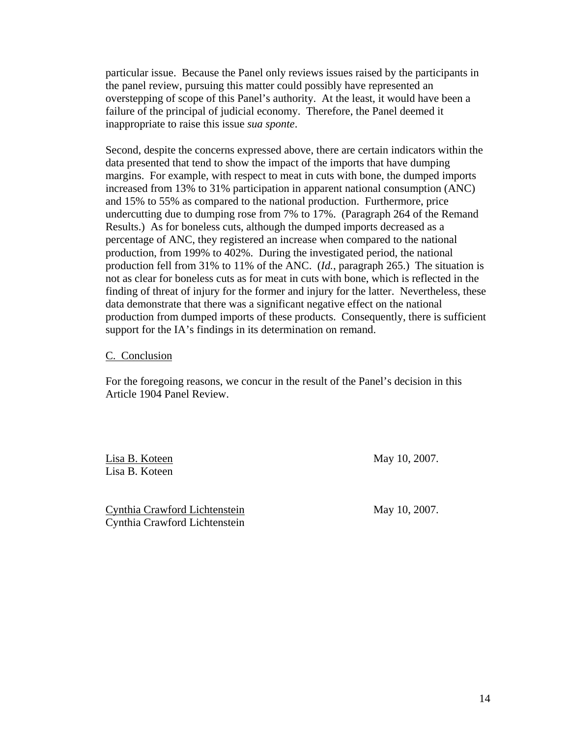particular issue. Because the Panel only reviews issues raised by the participants in the panel review, pursuing this matter could possibly have represented an overstepping of scope of this Panel's authority. At the least, it would have been a failure of the principal of judicial economy. Therefore, the Panel deemed it inappropriate to raise this issue *sua sponte*.

Second, despite the concerns expressed above, there are certain indicators within the data presented that tend to show the impact of the imports that have dumping margins. For example, with respect to meat in cuts with bone, the dumped imports increased from 13% to 31% participation in apparent national consumption (ANC) and 15% to 55% as compared to the national production. Furthermore, price undercutting due to dumping rose from 7% to 17%. (Paragraph 264 of the Remand Results.) As for boneless cuts, although the dumped imports decreased as a percentage of ANC, they registered an increase when compared to the national production, from 199% to 402%. During the investigated period, the national production fell from 31% to 11% of the ANC. (*Id.*, paragraph 265.) The situation is not as clear for boneless cuts as for meat in cuts with bone, which is reflected in the finding of threat of injury for the former and injury for the latter. Nevertheless, these data demonstrate that there was a significant negative effect on the national production from dumped imports of these products. Consequently, there is sufficient support for the IA's findings in its determination on remand.

C. Conclusion

For the foregoing reasons, we concur in the result of the Panel's decision in this Article 1904 Panel Review.

Lisa B. Koteen — May 10, 2007.
Lisa B. Koteen

Cynthia Crawford Lichtenstein — May 10, 2007.
Cynthia Crawford Lichtenstein